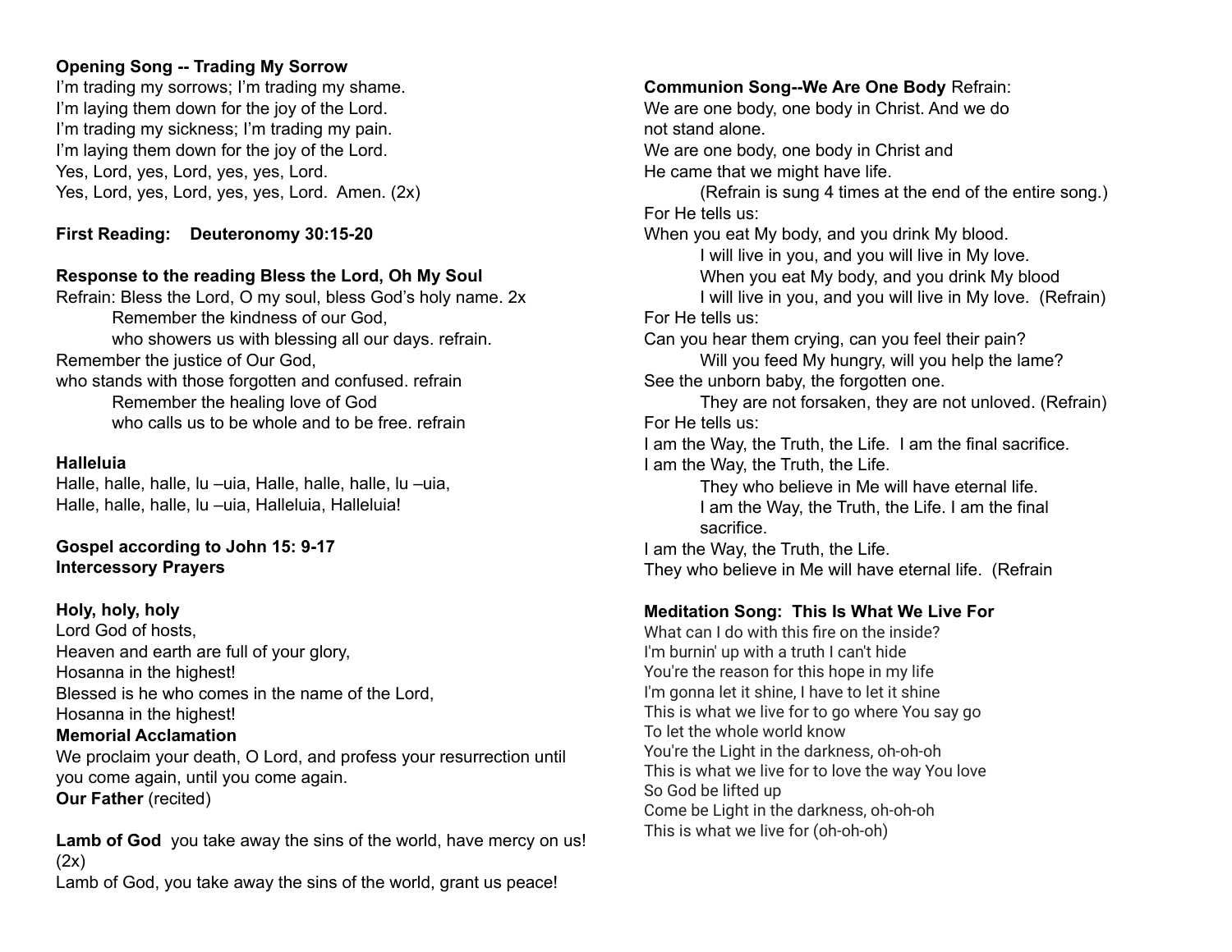**Opening Song -- Trading My Sorrow**

I'm trading my sorrows; I'm trading my shame.
I'm laying them down for the joy of the Lord.
I'm trading my sickness; I'm trading my pain.
I'm laying them down for the joy of the Lord.
Yes, Lord, yes, Lord, yes, yes, Lord.
Yes, Lord, yes, Lord, yes, yes, Lord. Amen. (2x)

**First Reading: Deuteronomy 30:15-20**

**Response to the reading Bless the Lord, Oh My Soul**

Refrain: Bless the Lord, O my soul, bless God's holy name. 2x
Remember the kindness of our God,
who showers us with blessing all our days. refrain.
Remember the justice of Our God,
who stands with those forgotten and confused. refrain
Remember the healing love of God
who calls us to be whole and to be free. refrain

**Halleluia**

Halle, halle, halle, lu –uia, Halle, halle, halle, lu –uia,
Halle, halle, halle, lu –uia, Halleluia, Halleluia!

**Gospel according to John 15: 9-17**
**Intercessory Prayers**

**Holy, holy, holy**

Lord God of hosts,
Heaven and earth are full of your glory,
Hosanna in the highest!
Blessed is he who comes in the name of the Lord,
Hosanna in the highest!

**Memorial Acclamation**

We proclaim your death, O Lord, and profess your resurrection until you come again, until you come again.

**Our Father** (recited)

**Lamb of God** you take away the sins of the world, have mercy on us! (2x)
Lamb of God, you take away the sins of the world, grant us peace!

**Communion Song--We Are One Body** Refrain:

We are one body, one body in Christ. And we do not stand alone.
We are one body, one body in Christ and
He came that we might have life.
(Refrain is sung 4 times at the end of the entire song.)
For He tells us:
When you eat My body, and you drink My blood.
I will live in you, and you will live in My love.
When you eat My body, and you drink My blood
I will live in you, and you will live in My love. (Refrain)
For He tells us:
Can you hear them crying, can you feel their pain?
Will you feed My hungry, will you help the lame?
See the unborn baby, the forgotten one.
They are not forsaken, they are not unloved. (Refrain)
For He tells us:
I am the Way, the Truth, the Life. I am the final sacrifice.
I am the Way, the Truth, the Life.
They who believe in Me will have eternal life.
I am the Way, the Truth, the Life. I am the final sacrifice.
I am the Way, the Truth, the Life.
They who believe in Me will have eternal life. (Refrain

**Meditation Song: This Is What We Live For**

What can I do with this fire on the inside?
I'm burnin' up with a truth I can't hide
You're the reason for this hope in my life
I'm gonna let it shine, I have to let it shine
This is what we live for to go where You say go
To let the whole world know
You're the Light in the darkness, oh-oh-oh
This is what we live for to love the way You love
So God be lifted up
Come be Light in the darkness, oh-oh-oh
This is what we live for (oh-oh-oh)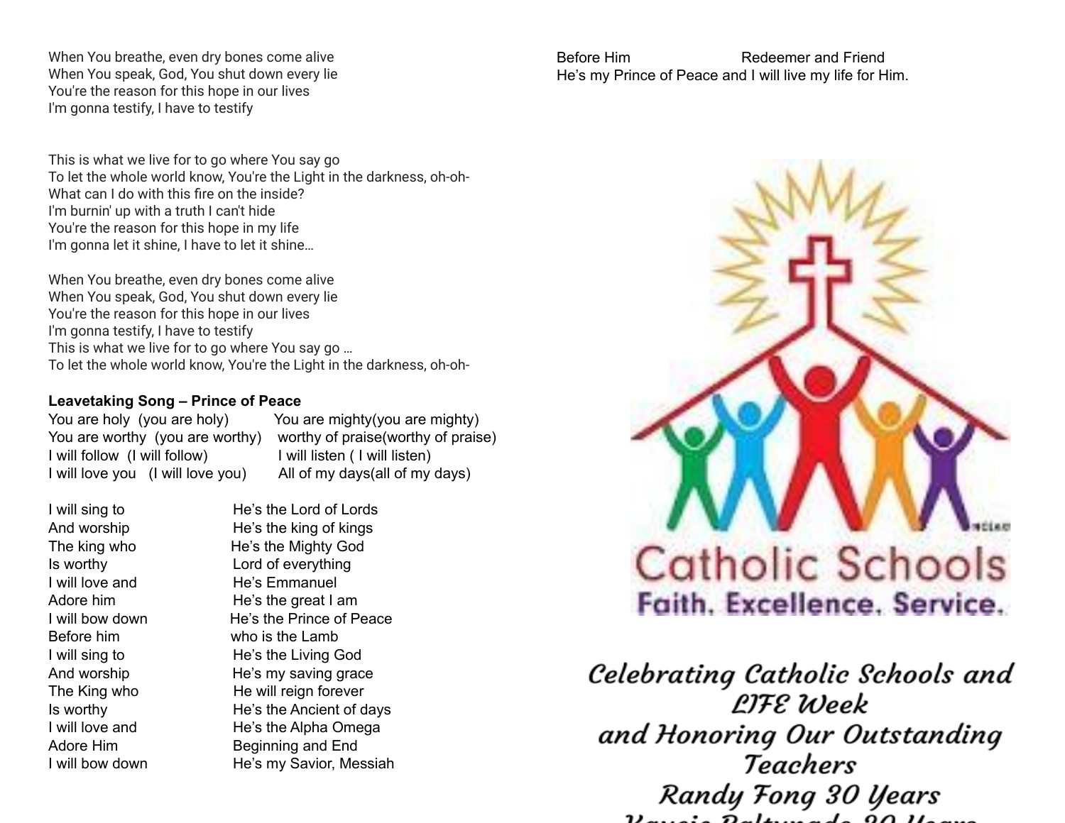When You breathe, even dry bones come alive
When You speak, God, You shut down every lie
You're the reason for this hope in our lives
I'm gonna testify, I have to testify

This is what we live for to go where You say go
To let the whole world know, You're the Light in the darkness, oh-oh-
What can I do with this fire on the inside?
I'm burnin' up with a truth I can't hide
You're the reason for this hope in my life
I'm gonna let it shine, I have to let it shine…

When You breathe, even dry bones come alive
When You speak, God, You shut down every lie
You're the reason for this hope in our lives
I'm gonna testify, I have to testify
This is what we live for to go where You say go …
To let the whole world know, You're the Light in the darkness, oh-oh-

**Leavetaking Song – Prince of Peace**

You are holy (you are holy) You are mighty(you are mighty)
You are worthy (you are worthy) worthy of praise(worthy of praise)
I will follow (I will follow) I will listen ( I will listen)
I will love you (I will love you) All of my days(all of my days)

I will sing to He's the Lord of Lords
And worship He's the king of kings
The king who He's the Mighty God
Is worthy Lord of everything
I will love and He's Emmanuel
Adore him He's the great I am
I will bow down He's the Prince of Peace
Before him who is the Lamb
I will sing to He's the Living God
And worship He's my saving grace
The King who He will reign forever
Is worthy He's the Ancient of days
I will love and He's the Alpha Omega
Adore Him Beginning and End
I will bow down He's my Savior, Messiah
Before Him Redeemer and Friend
He's my Prince of Peace and I will live my life for Him.

Catholic Schools
Faith. Excellence. Service.

*Celebrating Catholic Schools and LIFE Week and Honoring Our Outstanding Teachers*
*Randy Fong 30 Years*